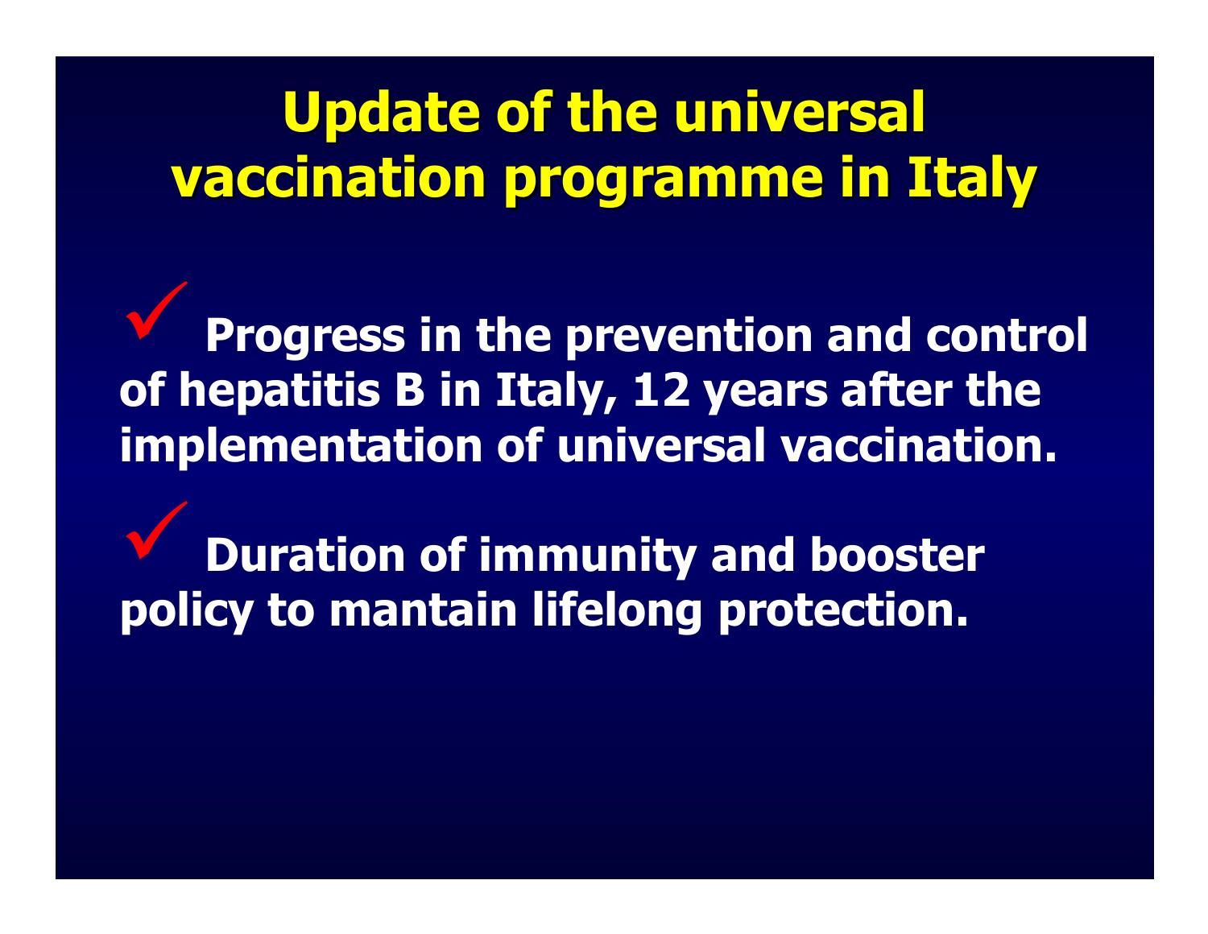# Update of the universal vaccination programme in Italy

- ✓ **Progress in the prevention and control of hepatitis B in Italy, 12 years after the implementation of universal vaccination.**

- ✓ **Duration of immunity and booster policy to mantain lifelong protection.**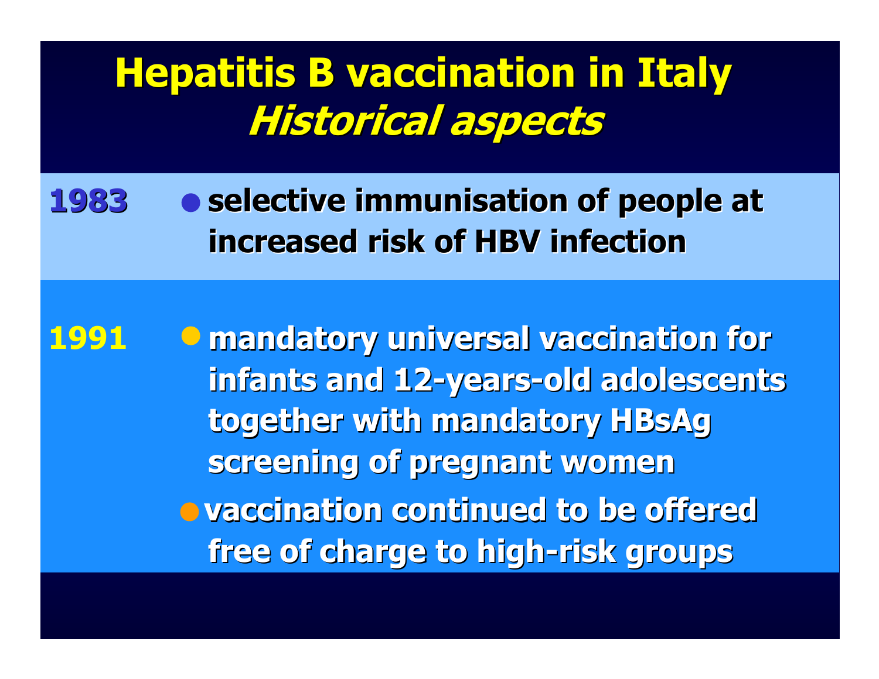# Hepatitis B vaccination in Italy
## *Historical aspects*

**1983**

- **selective immunisation of people at increased risk of HBV infection**

**1991**

- **mandatory universal vaccination for infants and 12-years-old adolescents together with mandatory HBsAg screening of pregnant women**
- **vaccination continued to be offered free of charge to high-risk groups**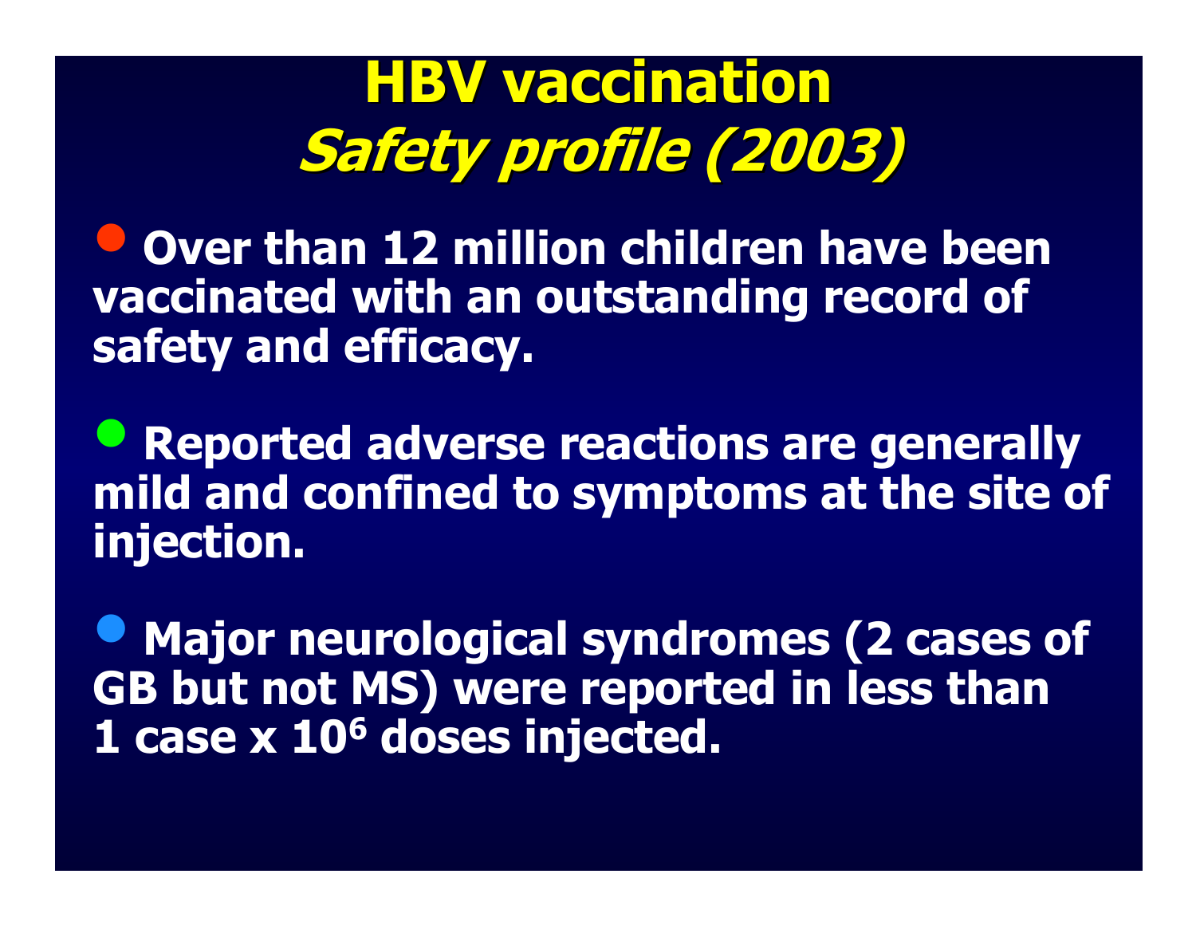# HBV vaccination

## *Safety profile (2003)*

- Over than 12 million children have been vaccinated with an outstanding record of safety and efficacy.
- Reported adverse reactions are generally mild and confined to symptoms at the site of injection.
- Major neurological syndromes (2 cases of GB but not MS) were reported in less than 1 case x $10^6$ doses injected.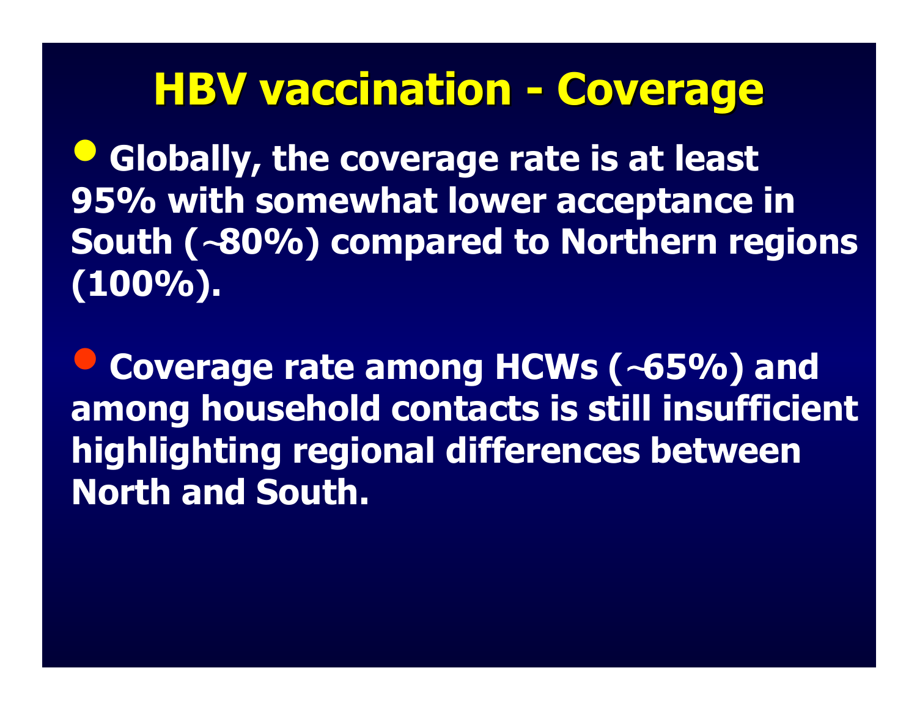# HBV vaccination - Coverage

- **Globally, the coverage rate is at least 95% with somewhat lower acceptance in South (~80%) compared to Northern regions (100%).**

- **Coverage rate among HCWs (~65%) and among household contacts is still insufficient highlighting regional differences between North and South.**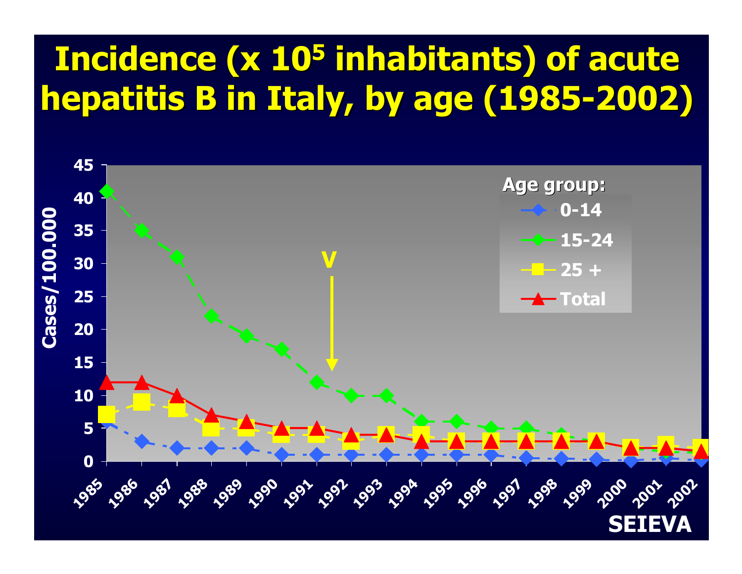# Incidence (x $10^5$ inhabitants) of acute hepatitis B in Italy, by age (1985-2002)

Cases/100.000

Age group:
- 0-14
- 15-24
- 25 +
- Total

V

1985 1986 1987 1988 1989 1990 1991 1992 1993 1994 1995 1996 1997 1998 1999 2000 2001 2002

SEIEVA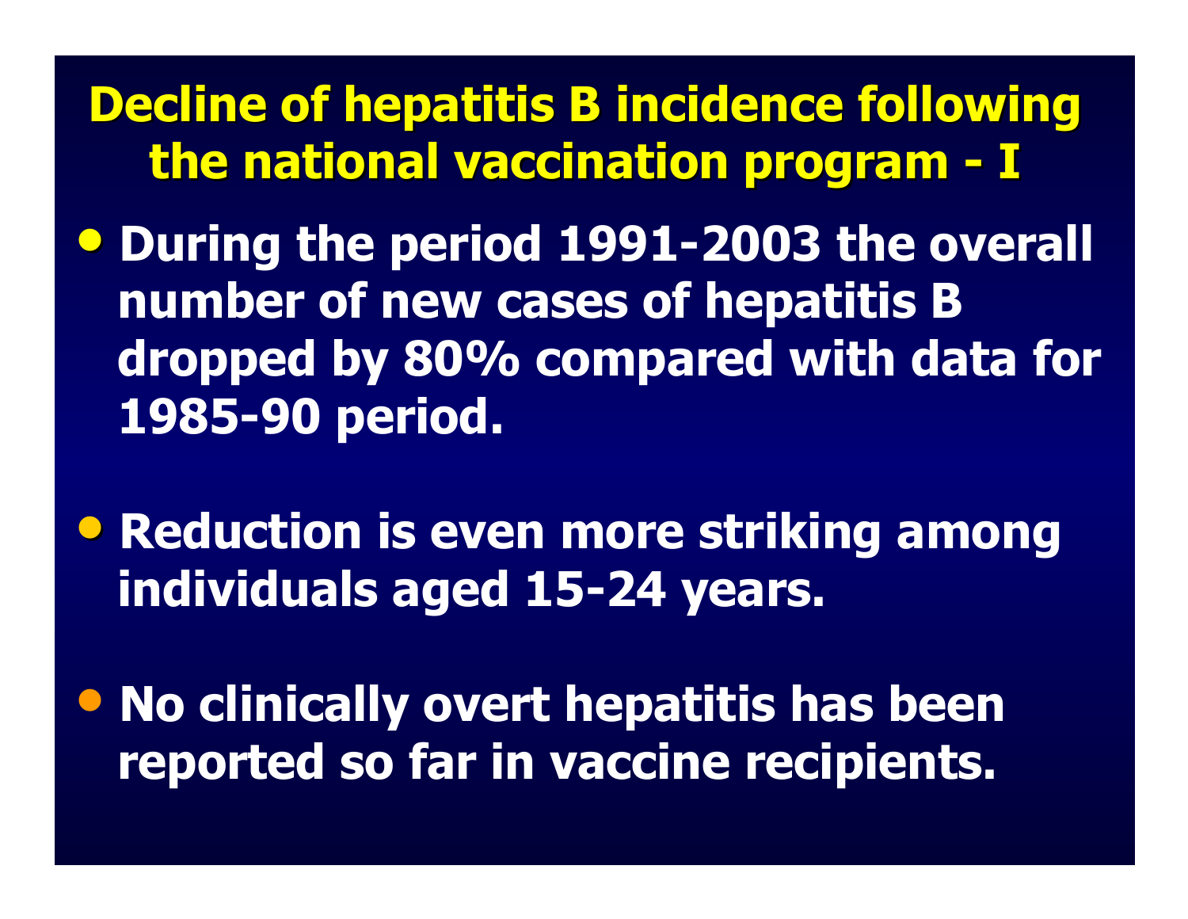# Decline of hepatitis B incidence following the national vaccination program - I

- During the period 1991-2003 the overall number of new cases of hepatitis B dropped by 80% compared with data for 1985-90 period.

- Reduction is even more striking among individuals aged 15-24 years.

- No clinically overt hepatitis has been reported so far in vaccine recipients.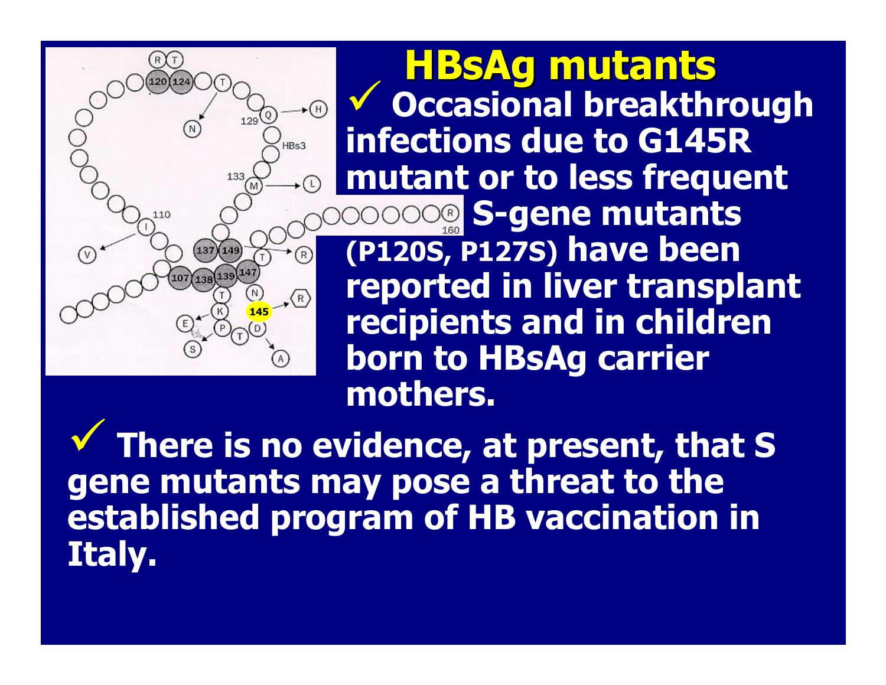# HBsAg mutants

- Occasional breakthrough infections due to G145R mutant or to less frequent S-gene mutants (P120S, P127S) have been reported in liver transplant recipients and in children born to HBsAg carrier mothers.

- There is no evidence, at present, that S gene mutants may pose a threat to the established program of HB vaccination in Italy.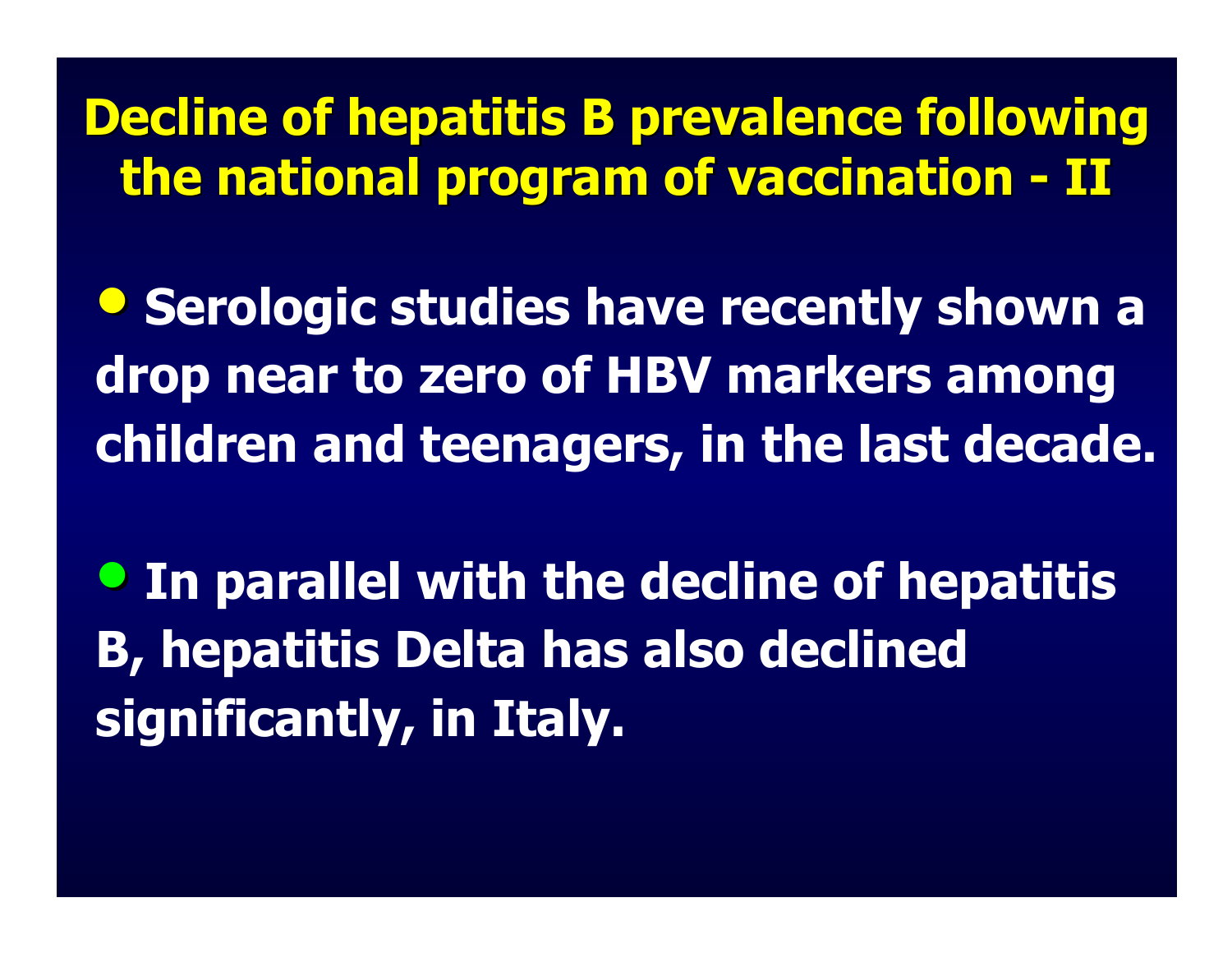# Decline of hepatitis B prevalence following the national program of vaccination - II

- Serologic studies have recently shown a drop near to zero of HBV markers among children and teenagers, in the last decade.

- In parallel with the decline of hepatitis B, hepatitis Delta has also declined significantly, in Italy.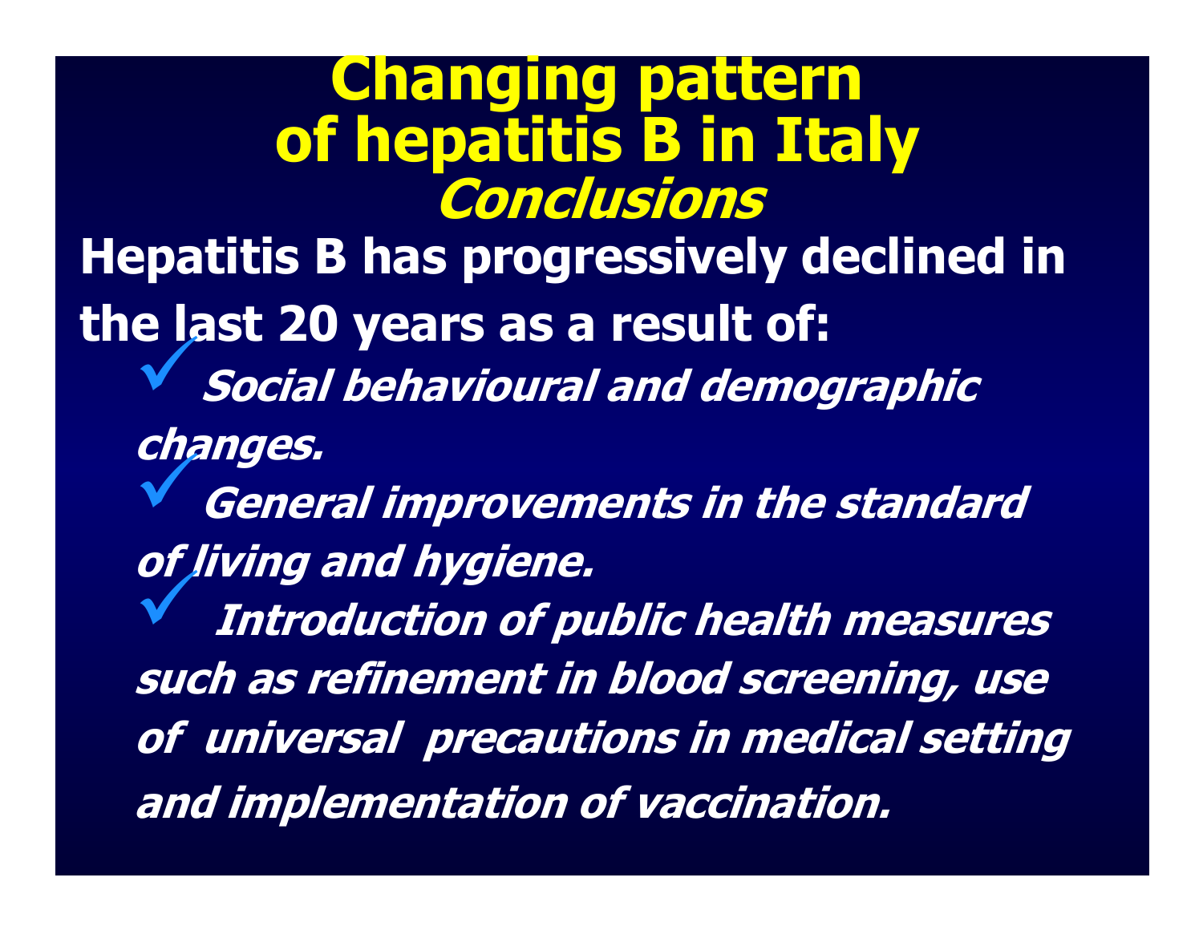# Changing pattern of hepatitis B in Italy

## *Conclusions*

**Hepatitis B has progressively declined in the last 20 years as a result of:**

- ***Social behavioural and demographic changes.***
- ***General improvements in the standard of living and hygiene.***
- ***Introduction of public health measures such as refinement in blood screening, use of universal precautions in medical setting and implementation of vaccination.***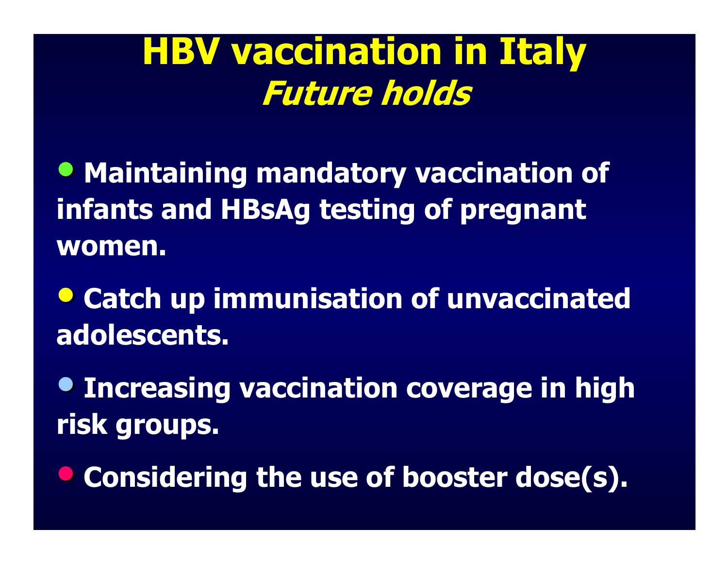# HBV vaccination in Italy

## *Future holds*

- **Maintaining mandatory vaccination of infants and HBsAg testing of pregnant women.**
- **Catch up immunisation of unvaccinated adolescents.**
- **Increasing vaccination coverage in high risk groups.**
- **Considering the use of booster dose(s).**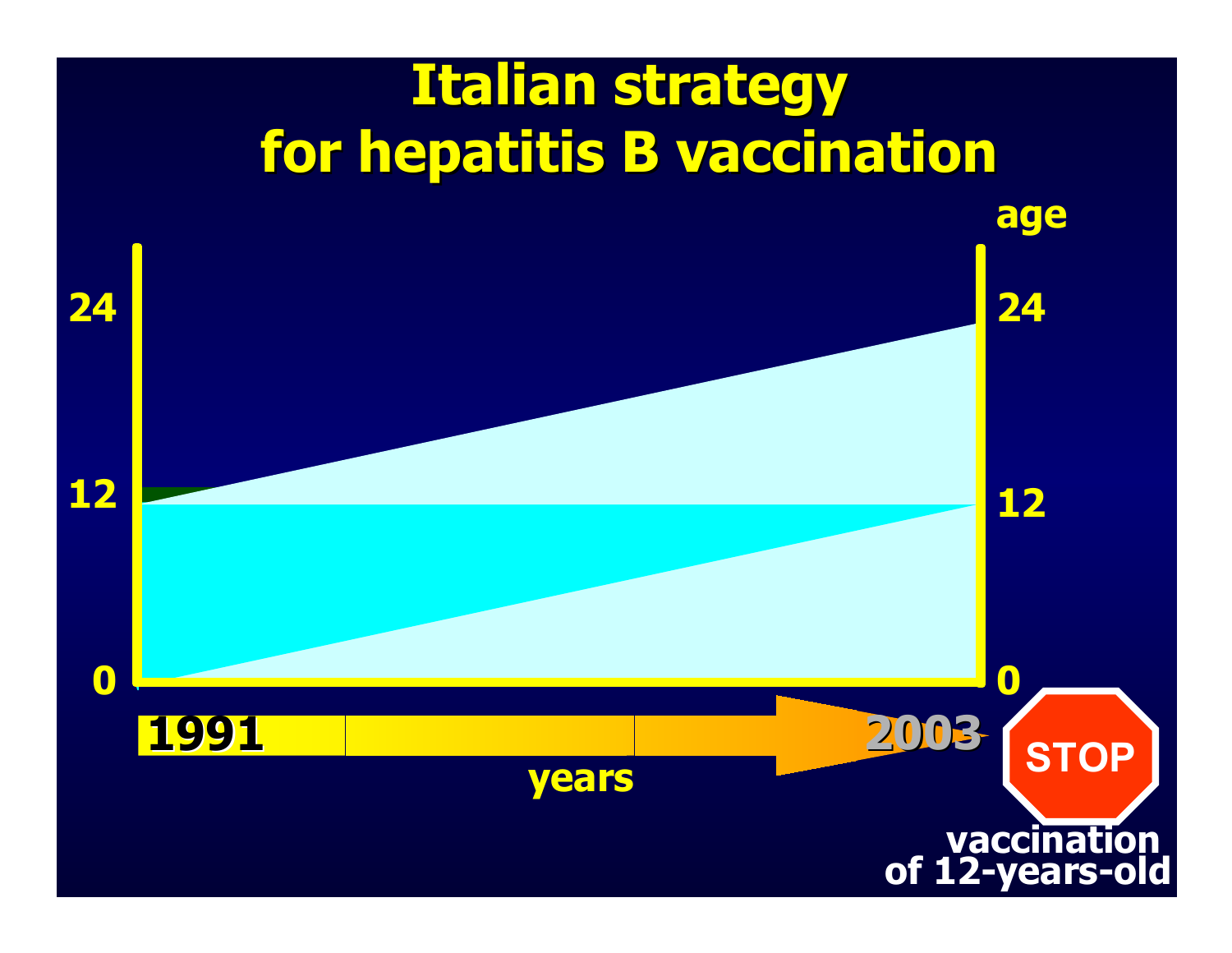# Italian strategy for hepatitis B vaccination

age

24

12

0

1991

2003

years

STOP

vaccination of 12-years-old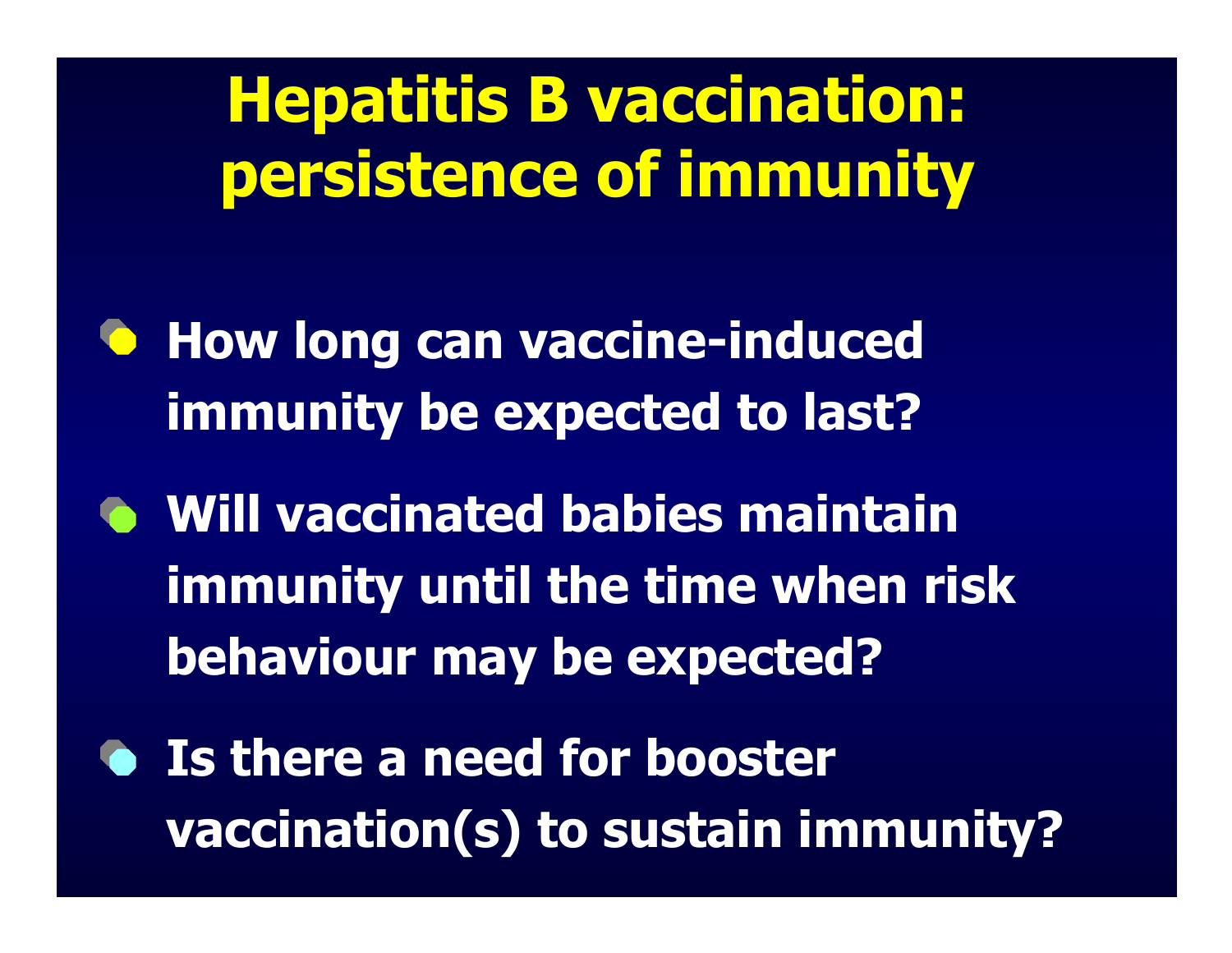# Hepatitis B vaccination: persistence of immunity

- **How long can vaccine-induced immunity be expected to last?**
- **Will vaccinated babies maintain immunity until the time when risk behaviour may be expected?**
- **Is there a need for booster vaccination(s) to sustain immunity?**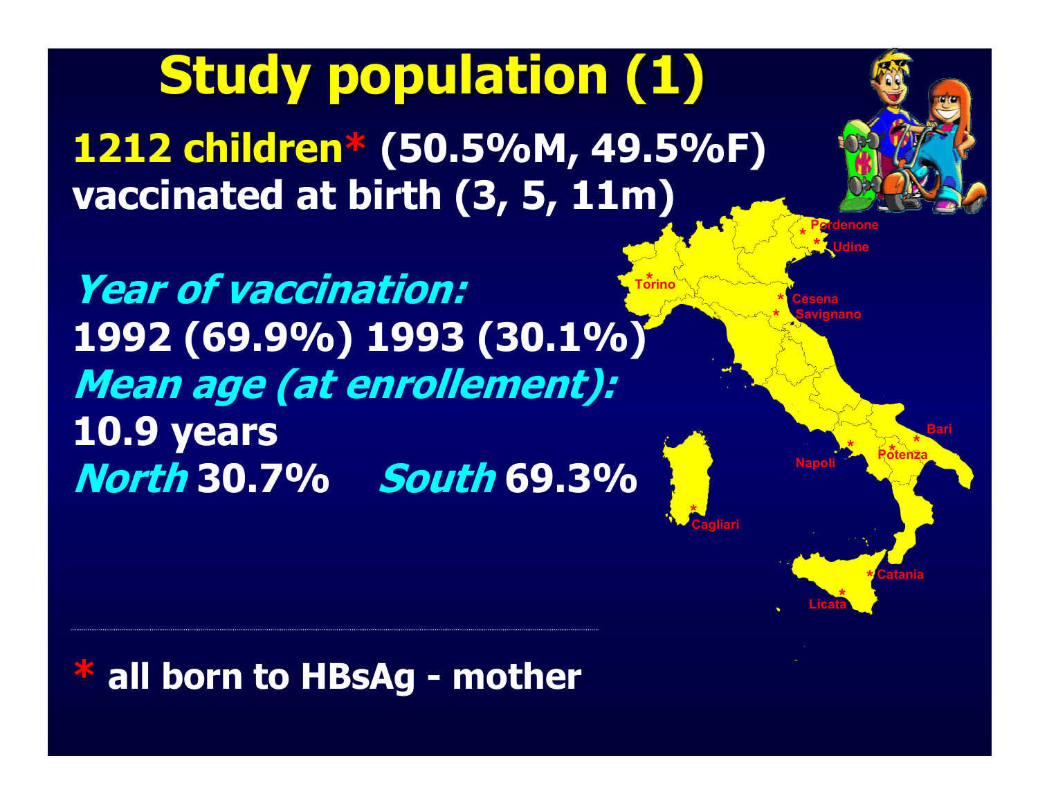# Study population (1)

**1212 children* (50.5%M, 49.5%F) vaccinated at birth (3, 5, 11m)**

***Year of vaccination:***
**1992 (69.9%) 1993 (30.1%)**

***Mean age (at enrollement):***
**10.9 years**

***North* 30.7%** ***South* 69.3%**

Pordenone, Udine, Torino, Cesena, Savignano, Bari, Napoli, Potenza, Cagliari, Catania, Licata

**\* all born to HBsAg - mother**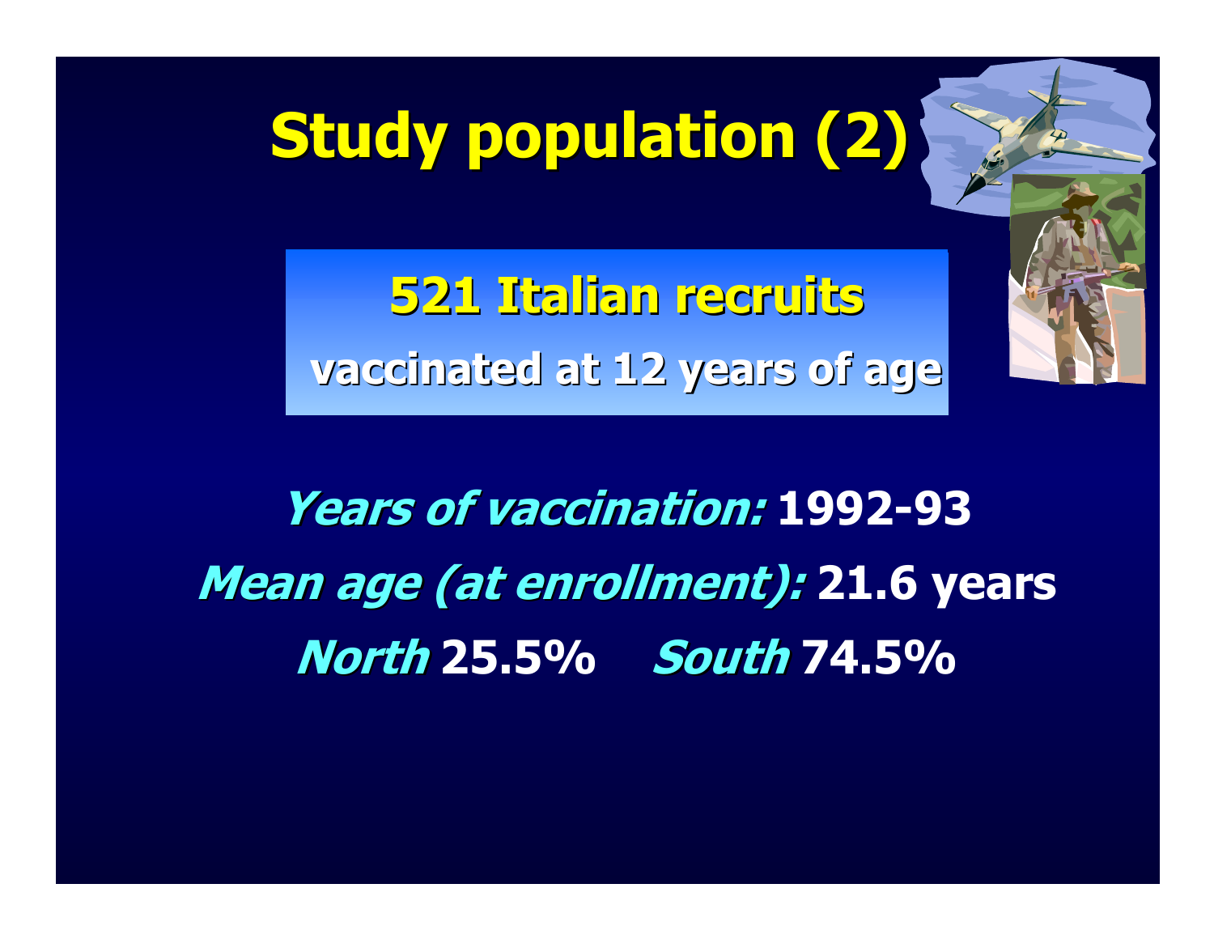# Study population (2)

**521 Italian recruits**

**vaccinated at 12 years of age**

***Years of vaccination:*** **1992-93**

***Mean age (at enrollment):*** **21.6 years**

***North*** **25.5%** ***South*** **74.5%**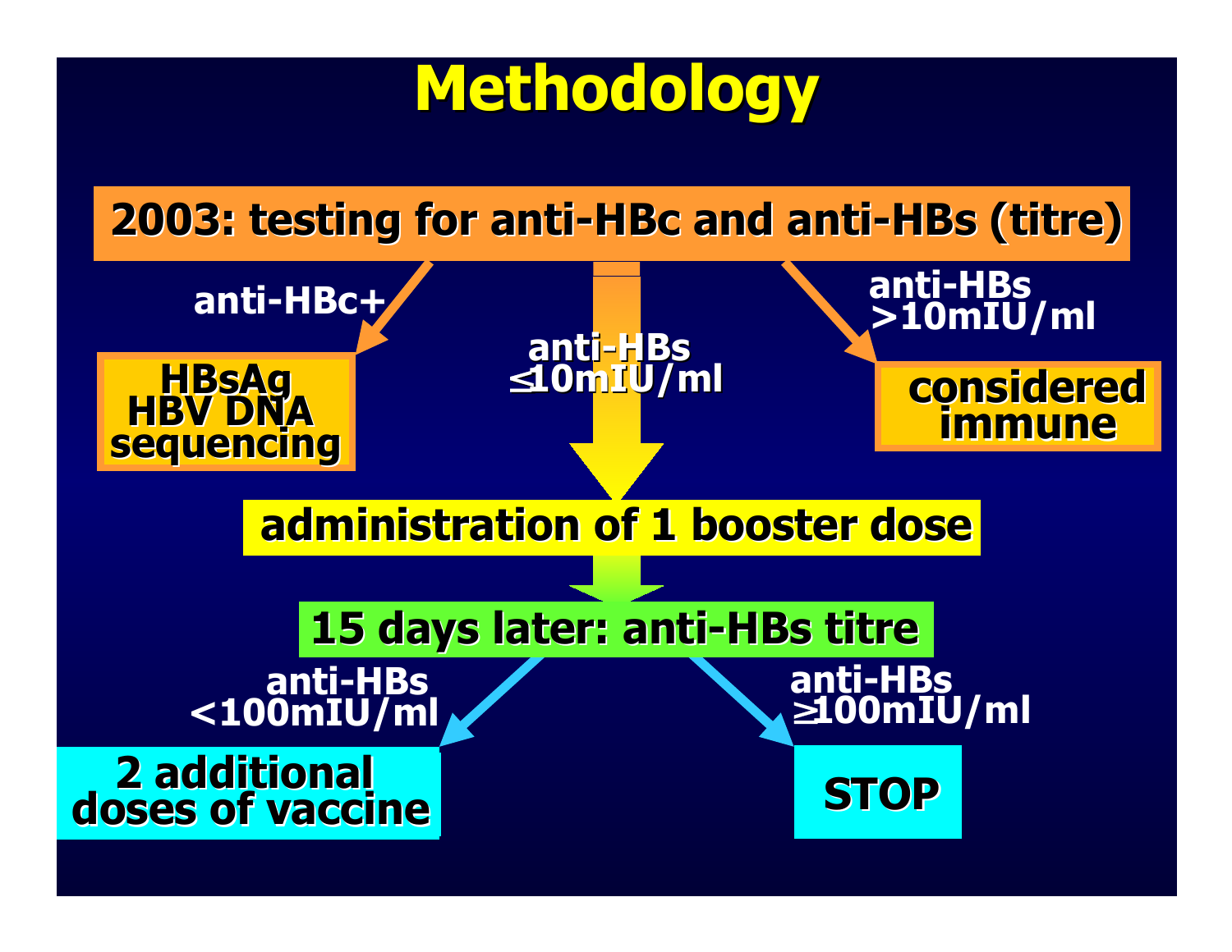# Methodology

**2003: testing for anti-HBc and anti-HBs (titre)**

- **anti-HBc+** → **HBsAg, HBV DNA, sequencing**
- **anti-HBs >10mIU/ml** → **considered immune**
- **anti-HBs ≤10mIU/ml** → **administration of 1 booster dose**
  - → **15 days later: anti-HBs titre**
    - **anti-HBs <100mIU/ml** → **2 additional doses of vaccine**
    - **anti-HBs ≥100mIU/ml** → **STOP**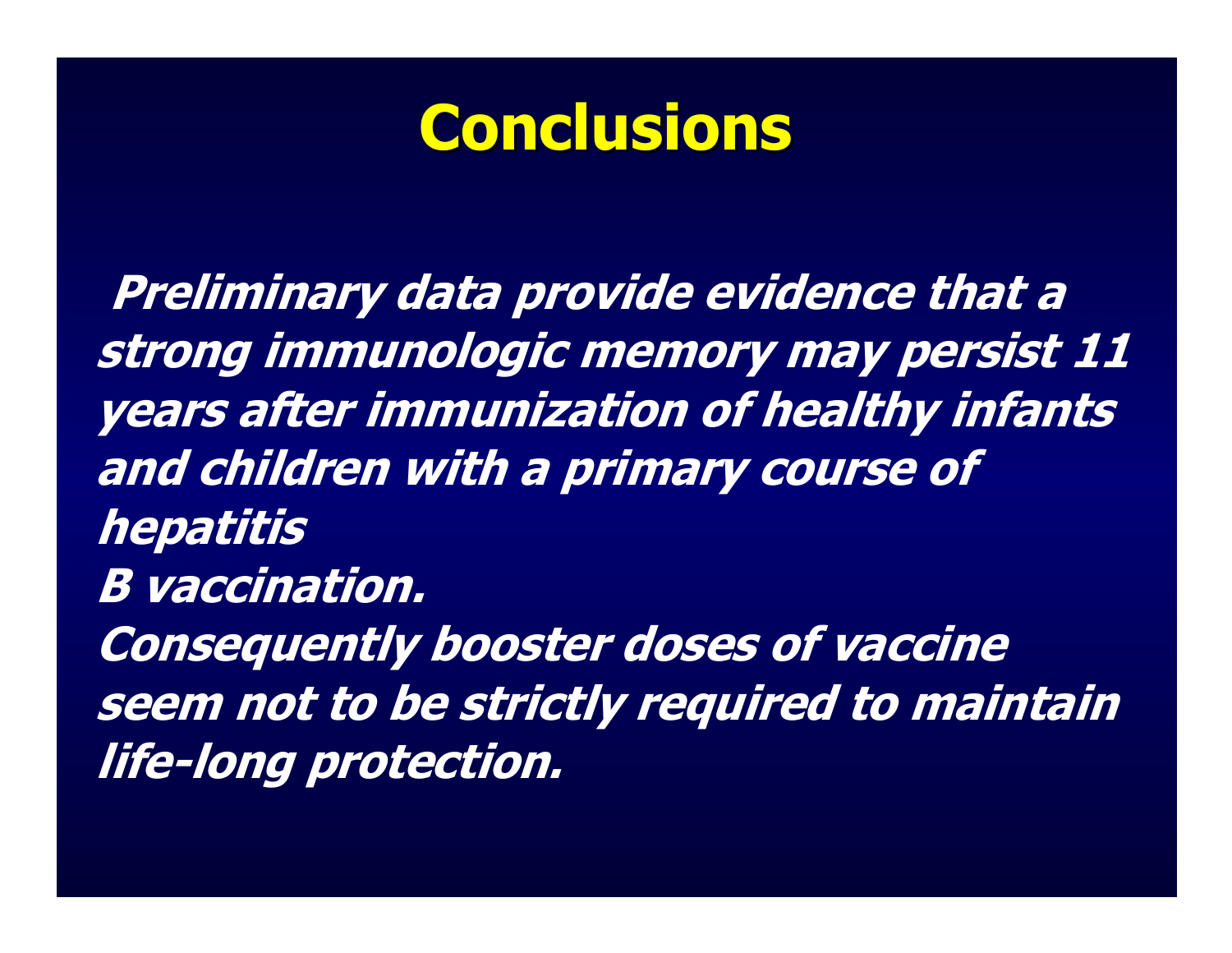# Conclusions

***Preliminary data provide evidence that a strong immunologic memory may persist 11 years after immunization of healthy infants and children with a primary course of hepatitis B vaccination.***

***Consequently booster doses of vaccine seem not to be strictly required to maintain life-long protection.***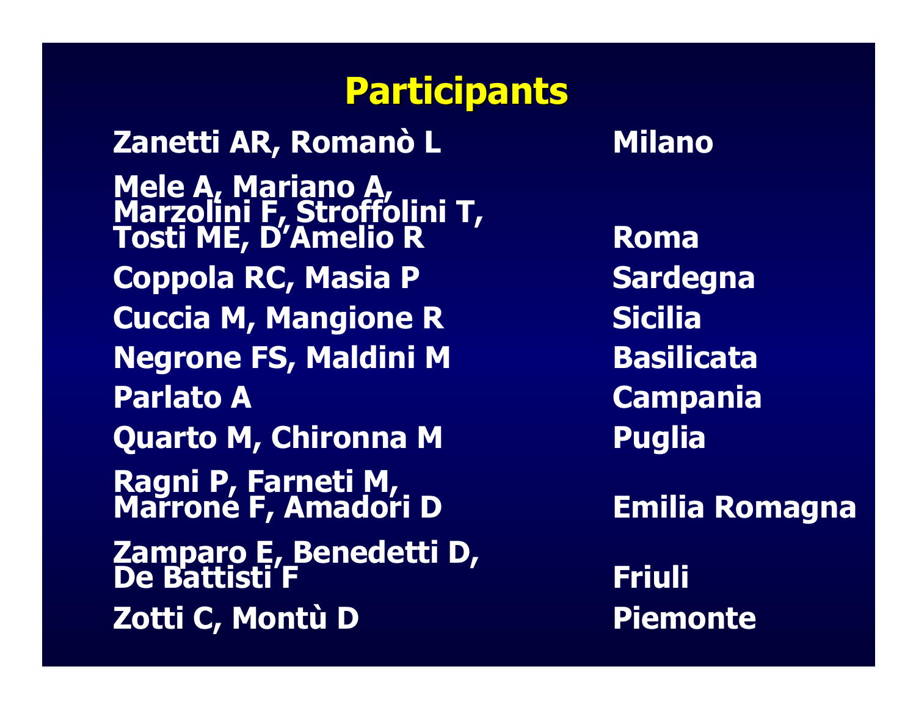# Participants

| | |
|---|---|
| Zanetti AR, Romanò L | Milano |
| Mele A, Mariano A, Marzolini F, Stroffolini T, Tosti ME, D'Amelio R | Roma |
| Coppola RC, Masia P | Sardegna |
| Cuccia M, Mangione R | Sicilia |
| Negrone FS, Maldini M | Basilicata |
| Parlato A | Campania |
| Quarto M, Chironna M | Puglia |
| Ragni P, Farneti M, Marrone F, Amadori D | Emilia Romagna |
| Zamparo E, Benedetti D, De Battisti F | Friuli |
| Zotti C, Montù D | Piemonte |